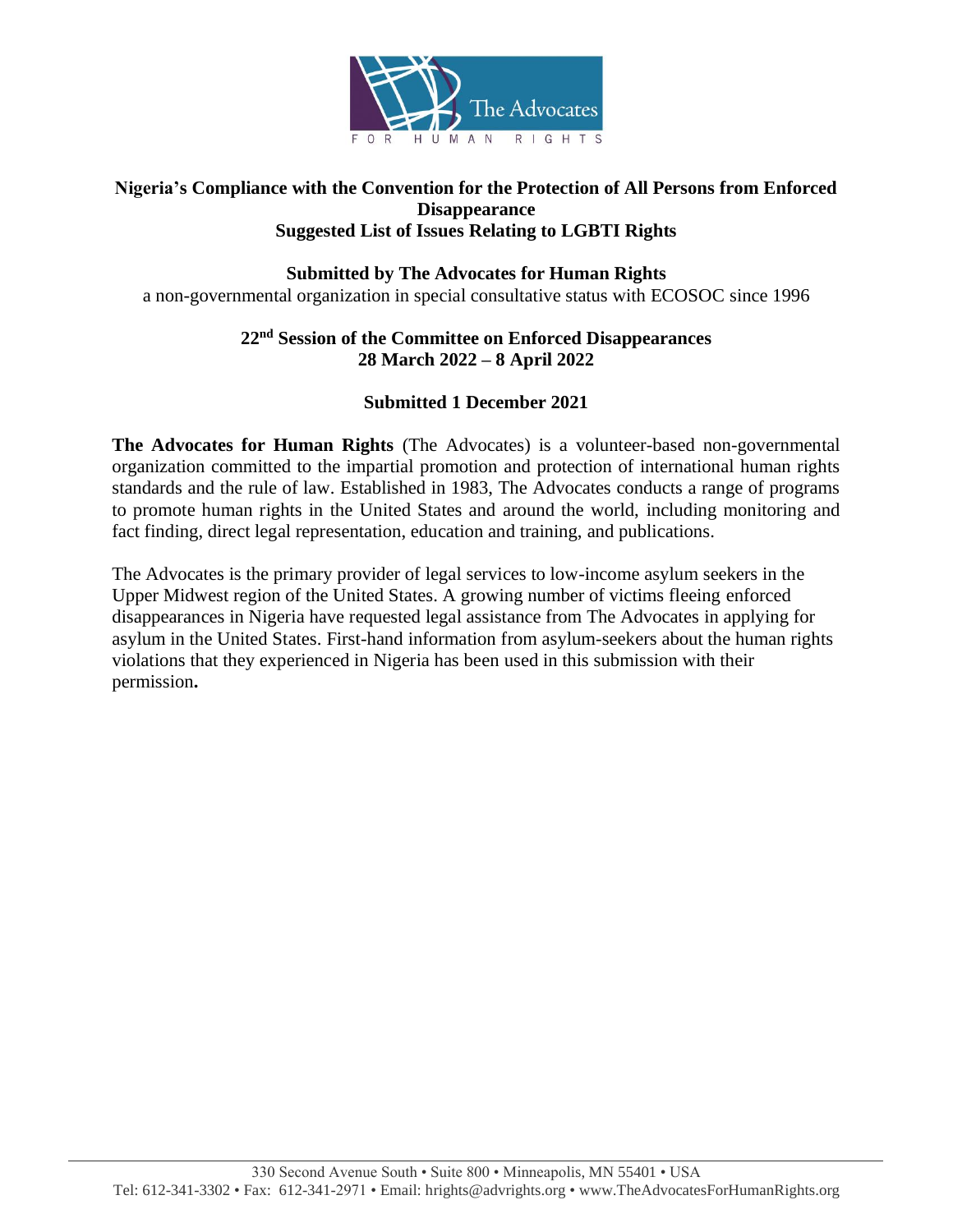**Nigeria's Compliance with the Convention for the Protection of All Persons from Enforced Disappearance**
**Suggested List of Issues Relating to LGBTI Rights**

**Submitted by The Advocates for Human Rights**
a non-governmental organization in special consultative status with ECOSOC since 1996

**22nd Session of the Committee on Enforced Disappearances**
**28 March 2022 – 8 April 2022**

**Submitted 1 December 2021**

**The Advocates for Human Rights** (The Advocates) is a volunteer-based non-governmental organization committed to the impartial promotion and protection of international human rights standards and the rule of law. Established in 1983, The Advocates conducts a range of programs to promote human rights in the United States and around the world, including monitoring and fact finding, direct legal representation, education and training, and publications.

The Advocates is the primary provider of legal services to low-income asylum seekers in the Upper Midwest region of the United States. A growing number of victims fleeing enforced disappearances in Nigeria have requested legal assistance from The Advocates in applying for asylum in the United States. First-hand information from asylum-seekers about the human rights violations that they experienced in Nigeria has been used in this submission with their permission**.**

330 Second Avenue South • Suite 800 • Minneapolis, MN 55401 • USA
Tel: 612-341-3302 • Fax: 612-341-2971 • Email: hrights@advrights.org • www.TheAdvocatesForHumanRights.org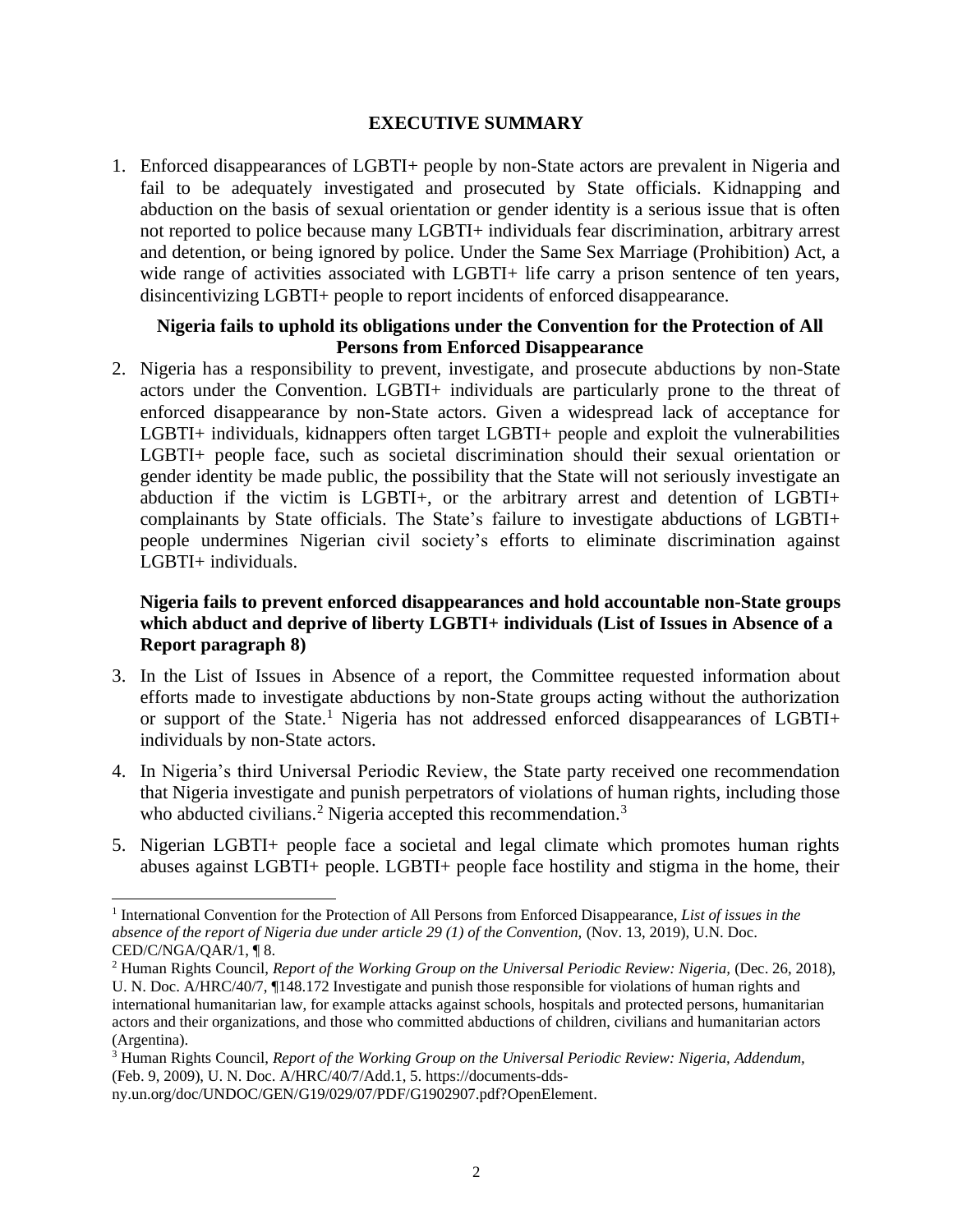## EXECUTIVE SUMMARY

1. Enforced disappearances of LGBTI+ people by non-State actors are prevalent in Nigeria and fail to be adequately investigated and prosecuted by State officials. Kidnapping and abduction on the basis of sexual orientation or gender identity is a serious issue that is often not reported to police because many LGBTI+ individuals fear discrimination, arbitrary arrest and detention, or being ignored by police. Under the Same Sex Marriage (Prohibition) Act, a wide range of activities associated with LGBTI+ life carry a prison sentence of ten years, disincentivizing LGBTI+ people to report incidents of enforced disappearance.

### Nigeria fails to uphold its obligations under the Convention for the Protection of All Persons from Enforced Disappearance

2. Nigeria has a responsibility to prevent, investigate, and prosecute abductions by non-State actors under the Convention. LGBTI+ individuals are particularly prone to the threat of enforced disappearance by non-State actors. Given a widespread lack of acceptance for LGBTI+ individuals, kidnappers often target LGBTI+ people and exploit the vulnerabilities LGBTI+ people face, such as societal discrimination should their sexual orientation or gender identity be made public, the possibility that the State will not seriously investigate an abduction if the victim is LGBTI+, or the arbitrary arrest and detention of LGBTI+ complainants by State officials. The State's failure to investigate abductions of LGBTI+ people undermines Nigerian civil society's efforts to eliminate discrimination against LGBTI+ individuals.

### Nigeria fails to prevent enforced disappearances and hold accountable non-State groups which abduct and deprive of liberty LGBTI+ individuals (List of Issues in Absence of a Report paragraph 8)

3. In the List of Issues in Absence of a report, the Committee requested information about efforts made to investigate abductions by non-State groups acting without the authorization or support of the State.[1] Nigeria has not addressed enforced disappearances of LGBTI+ individuals by non-State actors.

4. In Nigeria's third Universal Periodic Review, the State party received one recommendation that Nigeria investigate and punish perpetrators of violations of human rights, including those who abducted civilians.[2] Nigeria accepted this recommendation.[3]

5. Nigerian LGBTI+ people face a societal and legal climate which promotes human rights abuses against LGBTI+ people. LGBTI+ people face hostility and stigma in the home, their

---

[1] International Convention for the Protection of All Persons from Enforced Disappearance, *List of issues in the absence of the report of Nigeria due under article 29 (1) of the Convention,* (Nov. 13, 2019), U.N. Doc. CED/C/NGA/QAR/1, ¶ 8.

[2] Human Rights Council, *Report of the Working Group on the Universal Periodic Review: Nigeria,* (Dec. 26, 2018), U. N. Doc. A/HRC/40/7, ¶148.172 Investigate and punish those responsible for violations of human rights and international humanitarian law, for example attacks against schools, hospitals and protected persons, humanitarian actors and their organizations, and those who committed abductions of children, civilians and humanitarian actors (Argentina).

[3] Human Rights Council, *Report of the Working Group on the Universal Periodic Review: Nigeria, Addendum,* (Feb. 9, 2009), U. N. Doc. A/HRC/40/7/Add.1, 5. https://documents-dds-ny.un.org/doc/UNDOC/GEN/G19/029/07/PDF/G1902907.pdf?OpenElement.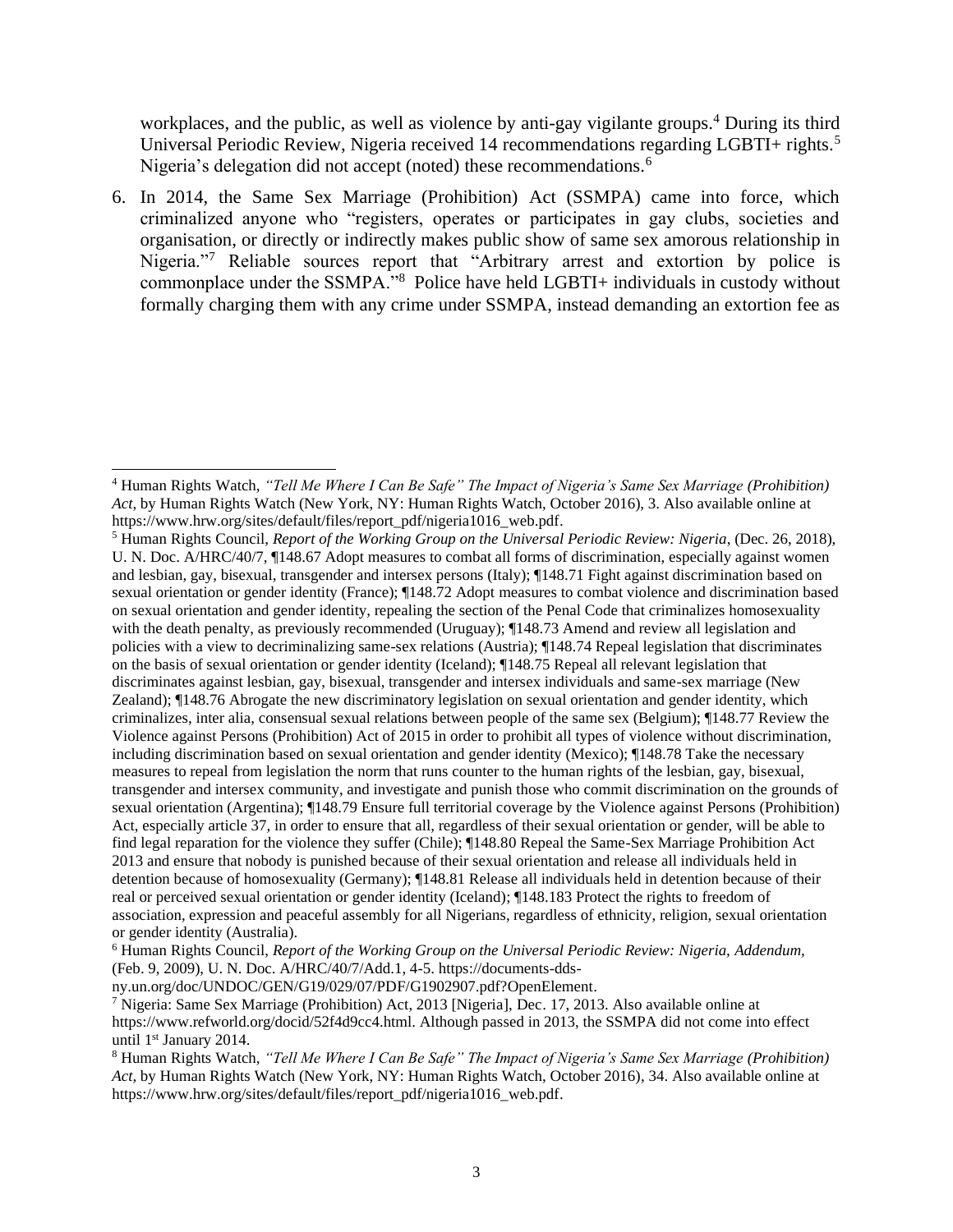workplaces, and the public, as well as violence by anti-gay vigilante groups.[4] During its third Universal Periodic Review, Nigeria received 14 recommendations regarding LGBTI+ rights.[5] Nigeria's delegation did not accept (noted) these recommendations.[6]

6. In 2014, the Same Sex Marriage (Prohibition) Act (SSMPA) came into force, which criminalized anyone who "registers, operates or participates in gay clubs, societies and organisation, or directly or indirectly makes public show of same sex amorous relationship in Nigeria."[7] Reliable sources report that "Arbitrary arrest and extortion by police is commonplace under the SSMPA."[8] Police have held LGBTI+ individuals in custody without formally charging them with any crime under SSMPA, instead demanding an extortion fee as

---

[4] Human Rights Watch, *"Tell Me Where I Can Be Safe" The Impact of Nigeria's Same Sex Marriage (Prohibition) Act*, by Human Rights Watch (New York, NY: Human Rights Watch, October 2016), 3. Also available online at https://www.hrw.org/sites/default/files/report_pdf/nigeria1016_web.pdf.

[5] Human Rights Council, *Report of the Working Group on the Universal Periodic Review: Nigeria*, (Dec. 26, 2018), U. N. Doc. A/HRC/40/7, ¶148.67 Adopt measures to combat all forms of discrimination, especially against women and lesbian, gay, bisexual, transgender and intersex persons (Italy); ¶148.71 Fight against discrimination based on sexual orientation or gender identity (France); ¶148.72 Adopt measures to combat violence and discrimination based on sexual orientation and gender identity, repealing the section of the Penal Code that criminalizes homosexuality with the death penalty, as previously recommended (Uruguay); ¶148.73 Amend and review all legislation and policies with a view to decriminalizing same-sex relations (Austria); ¶148.74 Repeal legislation that discriminates on the basis of sexual orientation or gender identity (Iceland); ¶148.75 Repeal all relevant legislation that discriminates against lesbian, gay, bisexual, transgender and intersex individuals and same-sex marriage (New Zealand); ¶148.76 Abrogate the new discriminatory legislation on sexual orientation and gender identity, which criminalizes, inter alia, consensual sexual relations between people of the same sex (Belgium); ¶148.77 Review the Violence against Persons (Prohibition) Act of 2015 in order to prohibit all types of violence without discrimination, including discrimination based on sexual orientation and gender identity (Mexico); ¶148.78 Take the necessary measures to repeal from legislation the norm that runs counter to the human rights of the lesbian, gay, bisexual, transgender and intersex community, and investigate and punish those who commit discrimination on the grounds of sexual orientation (Argentina); ¶148.79 Ensure full territorial coverage by the Violence against Persons (Prohibition) Act, especially article 37, in order to ensure that all, regardless of their sexual orientation or gender, will be able to find legal reparation for the violence they suffer (Chile); ¶148.80 Repeal the Same-Sex Marriage Prohibition Act 2013 and ensure that nobody is punished because of their sexual orientation and release all individuals held in detention because of homosexuality (Germany); ¶148.81 Release all individuals held in detention because of their real or perceived sexual orientation or gender identity (Iceland); ¶148.183 Protect the rights to freedom of association, expression and peaceful assembly for all Nigerians, regardless of ethnicity, religion, sexual orientation or gender identity (Australia).

[6] Human Rights Council, *Report of the Working Group on the Universal Periodic Review: Nigeria, Addendum*, (Feb. 9, 2009), U. N. Doc. A/HRC/40/7/Add.1, 4-5. https://documents-dds-ny.un.org/doc/UNDOC/GEN/G19/029/07/PDF/G1902907.pdf?OpenElement.

[7] Nigeria: Same Sex Marriage (Prohibition) Act, 2013 [Nigeria], Dec. 17, 2013. Also available online at https://www.refworld.org/docid/52f4d9cc4.html. Although passed in 2013, the SSMPA did not come into effect until 1st January 2014.

[8] Human Rights Watch, *"Tell Me Where I Can Be Safe" The Impact of Nigeria's Same Sex Marriage (Prohibition) Act*, by Human Rights Watch (New York, NY: Human Rights Watch, October 2016), 34. Also available online at https://www.hrw.org/sites/default/files/report_pdf/nigeria1016_web.pdf.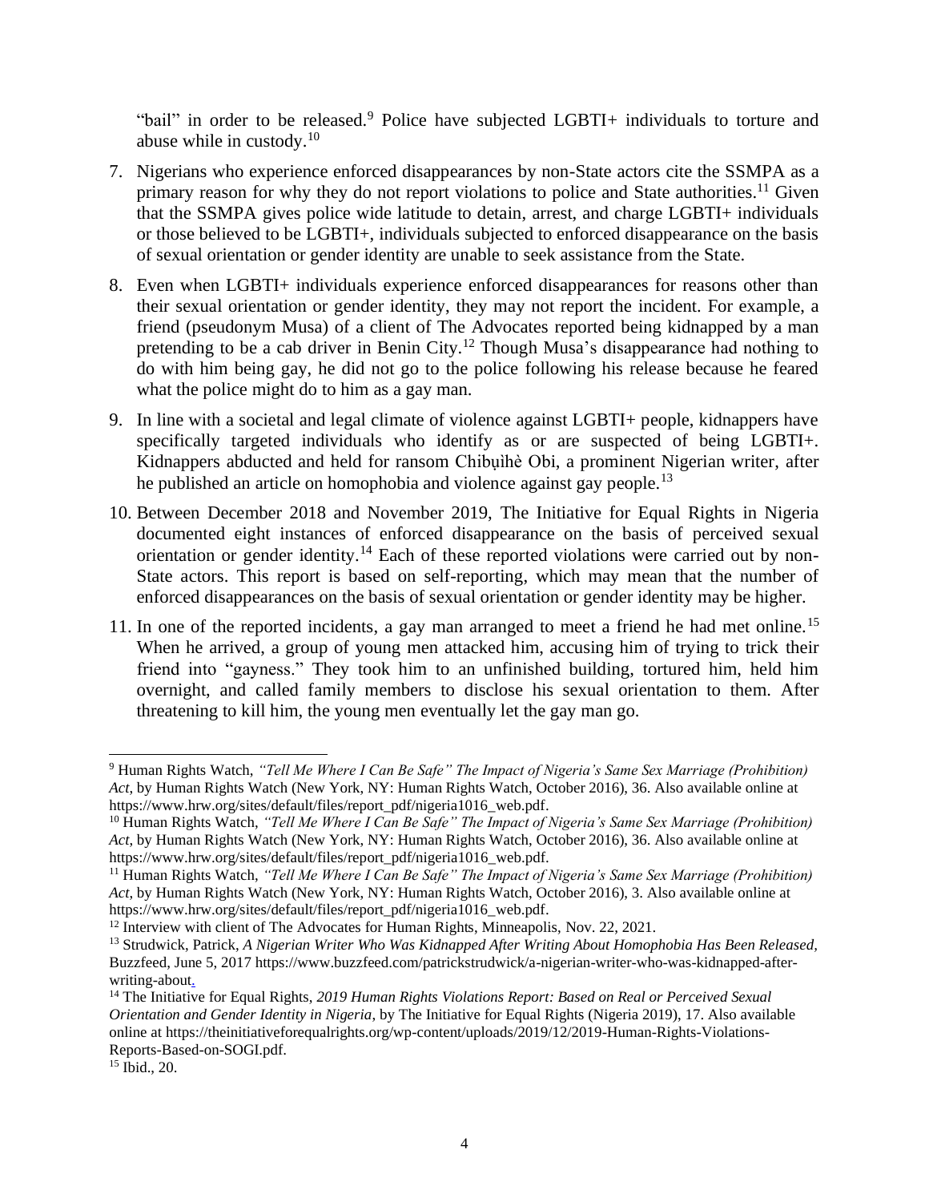"bail" in order to be released.[9] Police have subjected LGBTI+ individuals to torture and abuse while in custody.[10]

7. Nigerians who experience enforced disappearances by non-State actors cite the SSMPA as a primary reason for why they do not report violations to police and State authorities.[11] Given that the SSMPA gives police wide latitude to detain, arrest, and charge LGBTI+ individuals or those believed to be LGBTI+, individuals subjected to enforced disappearance on the basis of sexual orientation or gender identity are unable to seek assistance from the State.

8. Even when LGBTI+ individuals experience enforced disappearances for reasons other than their sexual orientation or gender identity, they may not report the incident. For example, a friend (pseudonym Musa) of a client of The Advocates reported being kidnapped by a man pretending to be a cab driver in Benin City.[12] Though Musa's disappearance had nothing to do with him being gay, he did not go to the police following his release because he feared what the police might do to him as a gay man.

9. In line with a societal and legal climate of violence against LGBTI+ people, kidnappers have specifically targeted individuals who identify as or are suspected of being LGBTI+. Kidnappers abducted and held for ransom Chibụihè Obi, a prominent Nigerian writer, after he published an article on homophobia and violence against gay people.[13]

10. Between December 2018 and November 2019, The Initiative for Equal Rights in Nigeria documented eight instances of enforced disappearance on the basis of perceived sexual orientation or gender identity.[14] Each of these reported violations were carried out by non-State actors. This report is based on self-reporting, which may mean that the number of enforced disappearances on the basis of sexual orientation or gender identity may be higher.

11. In one of the reported incidents, a gay man arranged to meet a friend he had met online.[15] When he arrived, a group of young men attacked him, accusing him of trying to trick their friend into "gayness." They took him to an unfinished building, tortured him, held him overnight, and called family members to disclose his sexual orientation to them. After threatening to kill him, the young men eventually let the gay man go.

---

[9] Human Rights Watch, *"Tell Me Where I Can Be Safe" The Impact of Nigeria's Same Sex Marriage (Prohibition) Act*, by Human Rights Watch (New York, NY: Human Rights Watch, October 2016), 36. Also available online at https://www.hrw.org/sites/default/files/report_pdf/nigeria1016_web.pdf.

[10] Human Rights Watch, *"Tell Me Where I Can Be Safe" The Impact of Nigeria's Same Sex Marriage (Prohibition) Act*, by Human Rights Watch (New York, NY: Human Rights Watch, October 2016), 36. Also available online at https://www.hrw.org/sites/default/files/report_pdf/nigeria1016_web.pdf.

[11] Human Rights Watch, *"Tell Me Where I Can Be Safe" The Impact of Nigeria's Same Sex Marriage (Prohibition) Act*, by Human Rights Watch (New York, NY: Human Rights Watch, October 2016), 3. Also available online at https://www.hrw.org/sites/default/files/report_pdf/nigeria1016_web.pdf.

[12] Interview with client of The Advocates for Human Rights, Minneapolis, Nov. 22, 2021.

[13] Strudwick, Patrick, *A Nigerian Writer Who Was Kidnapped After Writing About Homophobia Has Been Released*, Buzzfeed, June 5, 2017 https://www.buzzfeed.com/patrickstrudwick/a-nigerian-writer-who-was-kidnapped-after-writing-about.

[14] The Initiative for Equal Rights, *2019 Human Rights Violations Report: Based on Real or Perceived Sexual Orientation and Gender Identity in Nigeria*, by The Initiative for Equal Rights (Nigeria 2019), 17. Also available online at https://theinitiativeforequalrights.org/wp-content/uploads/2019/12/2019-Human-Rights-Violations-Reports-Based-on-SOGI.pdf.

[15] Ibid., 20.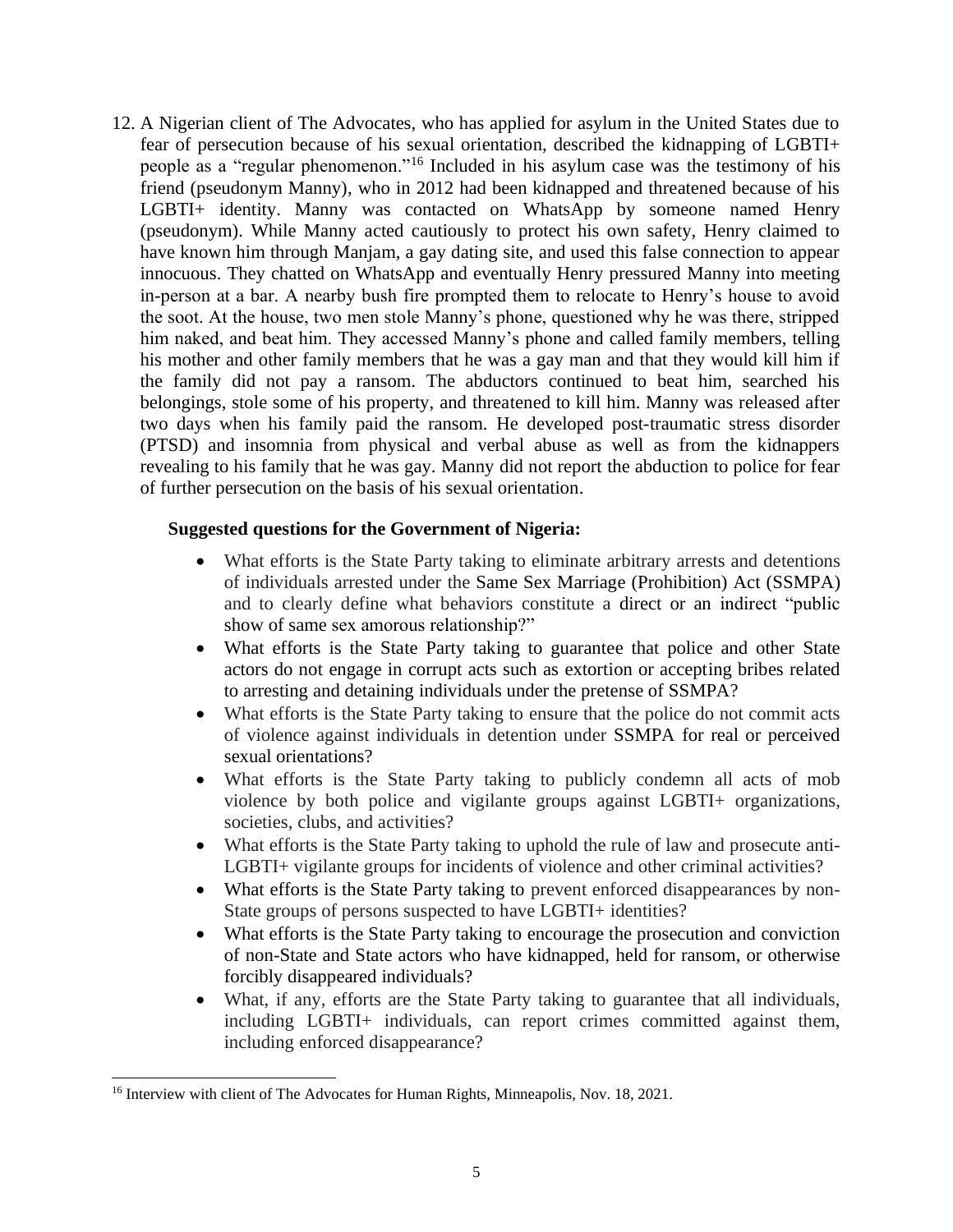12. A Nigerian client of The Advocates, who has applied for asylum in the United States due to fear of persecution because of his sexual orientation, described the kidnapping of LGBTI+ people as a "regular phenomenon."[16] Included in his asylum case was the testimony of his friend (pseudonym Manny), who in 2012 had been kidnapped and threatened because of his LGBTI+ identity. Manny was contacted on WhatsApp by someone named Henry (pseudonym). While Manny acted cautiously to protect his own safety, Henry claimed to have known him through Manjam, a gay dating site, and used this false connection to appear innocuous. They chatted on WhatsApp and eventually Henry pressured Manny into meeting in-person at a bar. A nearby bush fire prompted them to relocate to Henry's house to avoid the soot. At the house, two men stole Manny's phone, questioned why he was there, stripped him naked, and beat him. They accessed Manny's phone and called family members, telling his mother and other family members that he was a gay man and that they would kill him if the family did not pay a ransom. The abductors continued to beat him, searched his belongings, stole some of his property, and threatened to kill him. Manny was released after two days when his family paid the ransom. He developed post-traumatic stress disorder (PTSD) and insomnia from physical and verbal abuse as well as from the kidnappers revealing to his family that he was gay. Manny did not report the abduction to police for fear of further persecution on the basis of his sexual orientation.

**Suggested questions for the Government of Nigeria:**

- What efforts is the State Party taking to eliminate arbitrary arrests and detentions of individuals arrested under the Same Sex Marriage (Prohibition) Act (SSMPA) and to clearly define what behaviors constitute a direct or an indirect "public show of same sex amorous relationship?"
- What efforts is the State Party taking to guarantee that police and other State actors do not engage in corrupt acts such as extortion or accepting bribes related to arresting and detaining individuals under the pretense of SSMPA?
- What efforts is the State Party taking to ensure that the police do not commit acts of violence against individuals in detention under SSMPA for real or perceived sexual orientations?
- What efforts is the State Party taking to publicly condemn all acts of mob violence by both police and vigilante groups against LGBTI+ organizations, societies, clubs, and activities?
- What efforts is the State Party taking to uphold the rule of law and prosecute anti-LGBTI+ vigilante groups for incidents of violence and other criminal activities?
- What efforts is the State Party taking to prevent enforced disappearances by non-State groups of persons suspected to have LGBTI+ identities?
- What efforts is the State Party taking to encourage the prosecution and conviction of non-State and State actors who have kidnapped, held for ransom, or otherwise forcibly disappeared individuals?
- What, if any, efforts are the State Party taking to guarantee that all individuals, including LGBTI+ individuals, can report crimes committed against them, including enforced disappearance?

[16] Interview with client of The Advocates for Human Rights, Minneapolis, Nov. 18, 2021.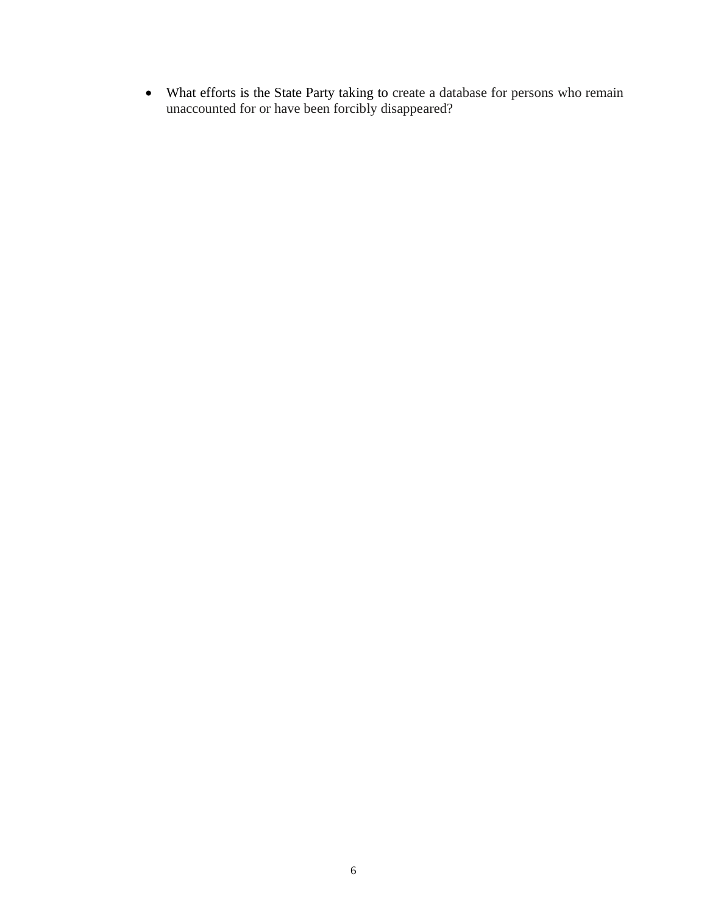- What efforts is the State Party taking to create a database for persons who remain unaccounted for or have been forcibly disappeared?